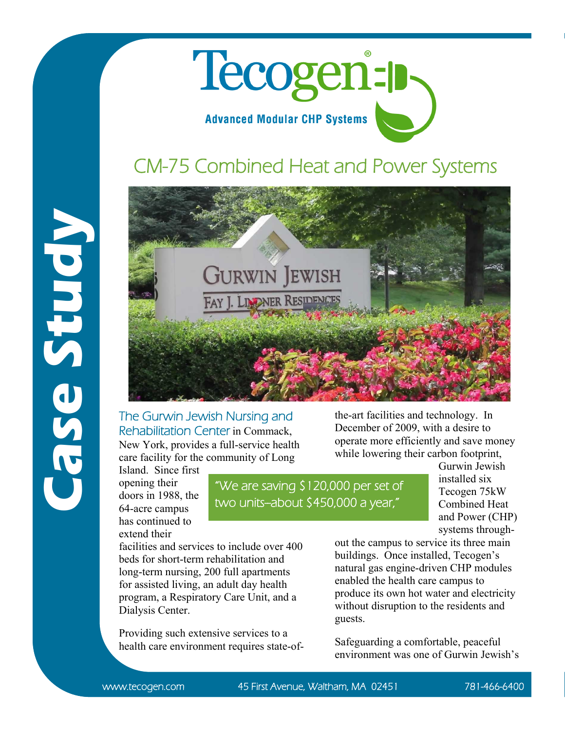# Tecogen®

**Advanced Modular CHP Systems**

## CM-75 Combined Heat and Power Systems

**Case Study**

The Gurwin Jewish Nursing and Rehabilitation Center in Commack, New York, provides a full-service health care facility for the community of Long Island. Since first opening their doors in 1988, the 64-acre campus has continued to extend their facilities and services to include over 400 beds for short-term rehabilitation and long-term nursing, 200 full apartments for assisted living, an adult day health program, a Respiratory Care Unit, and a Dialysis Center.

> "We are saving $120,000 per set of two units–about $450,000 a year,"

Providing such extensive services to a health care environment requires state-of-the-art facilities and technology. In December of 2009, with a desire to operate more efficiently and save money while lowering their carbon footprint, Gurwin Jewish installed six Tecogen 75kW Combined Heat and Power (CHP) systems throughout the campus to service its three main buildings. Once installed, Tecogen's natural gas engine-driven CHP modules enabled the health care campus to produce its own hot water and electricity without disruption to the residents and guests.

Safeguarding a comfortable, peaceful environment was one of Gurwin Jewish's

www.tecogen.com 45 First Avenue, Waltham, MA 02451 781-466-6400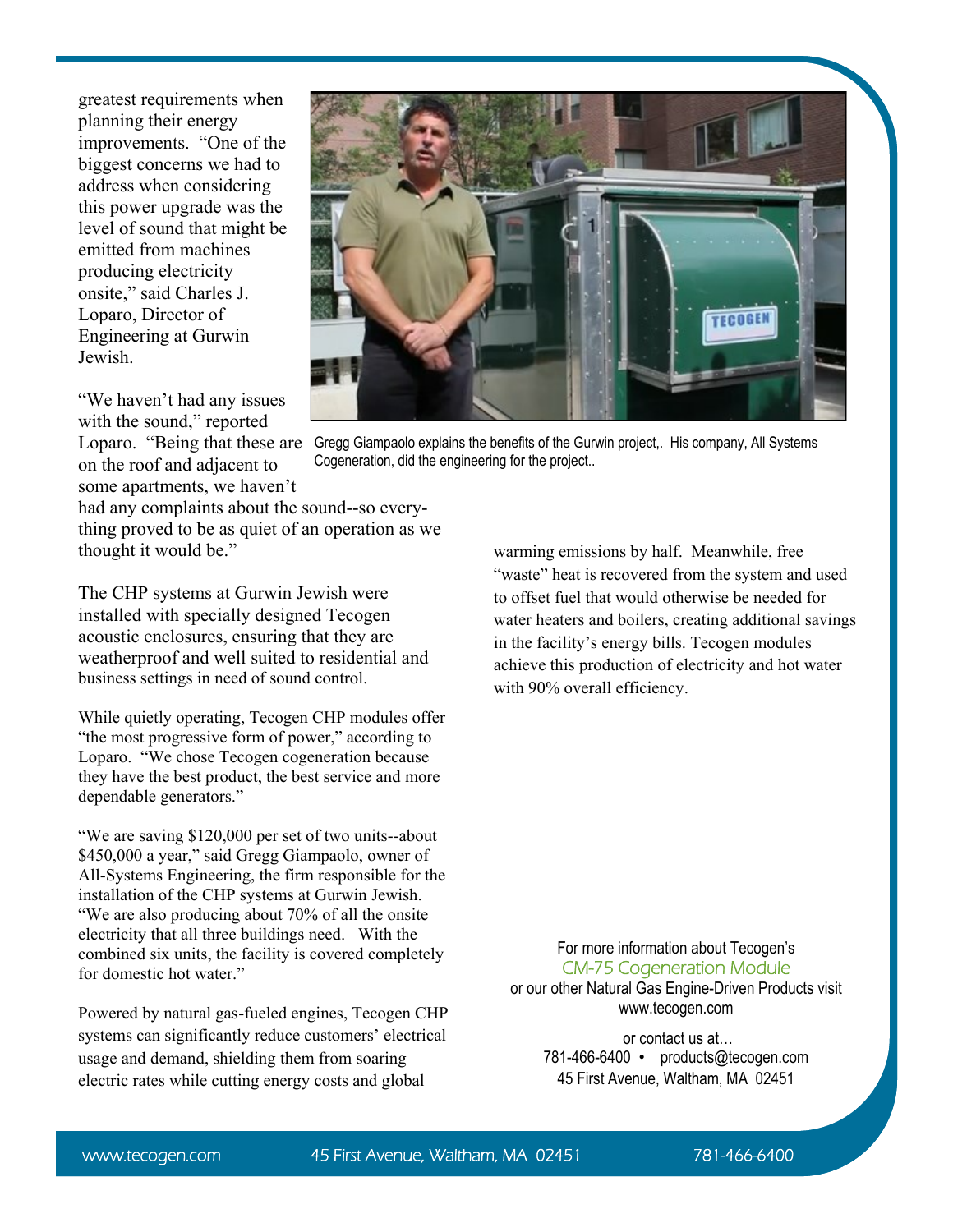greatest requirements when planning their energy improvements. "One of the biggest concerns we had to address when considering this power upgrade was the level of sound that might be emitted from machines producing electricity onsite," said Charles J. Loparo, Director of Engineering at Gurwin Jewish.

"We haven't had any issues with the sound," reported Loparo. "Being that these are on the roof and adjacent to some apartments, we haven't had any complaints about the sound--so everything proved to be as quiet of an operation as we thought it would be."

Gregg Giampaolo explains the benefits of the Gurwin project,. His company, All Systems Cogeneration, did the engineering for the project..

The CHP systems at Gurwin Jewish were installed with specially designed Tecogen acoustic enclosures, ensuring that they are weatherproof and well suited to residential and business settings in need of sound control.

While quietly operating, Tecogen CHP modules offer "the most progressive form of power," according to Loparo. "We chose Tecogen cogeneration because they have the best product, the best service and more dependable generators."

"We are saving $120,000 per set of two units--about $450,000 a year," said Gregg Giampaolo, owner of All-Systems Engineering, the firm responsible for the installation of the CHP systems at Gurwin Jewish. "We are also producing about 70% of all the onsite electricity that all three buildings need. With the combined six units, the facility is covered completely for domestic hot water."

Powered by natural gas-fueled engines, Tecogen CHP systems can significantly reduce customers' electrical usage and demand, shielding them from soaring electric rates while cutting energy costs and global warming emissions by half. Meanwhile, free "waste" heat is recovered from the system and used to offset fuel that would otherwise be needed for water heaters and boilers, creating additional savings in the facility's energy bills. Tecogen modules achieve this production of electricity and hot water with 90% overall efficiency.

For more information about Tecogen's
CM-75 Cogeneration Module
or our other Natural Gas Engine-Driven Products visit
www.tecogen.com

or contact us at…
781-466-6400 • products@tecogen.com
45 First Avenue, Waltham, MA 02451